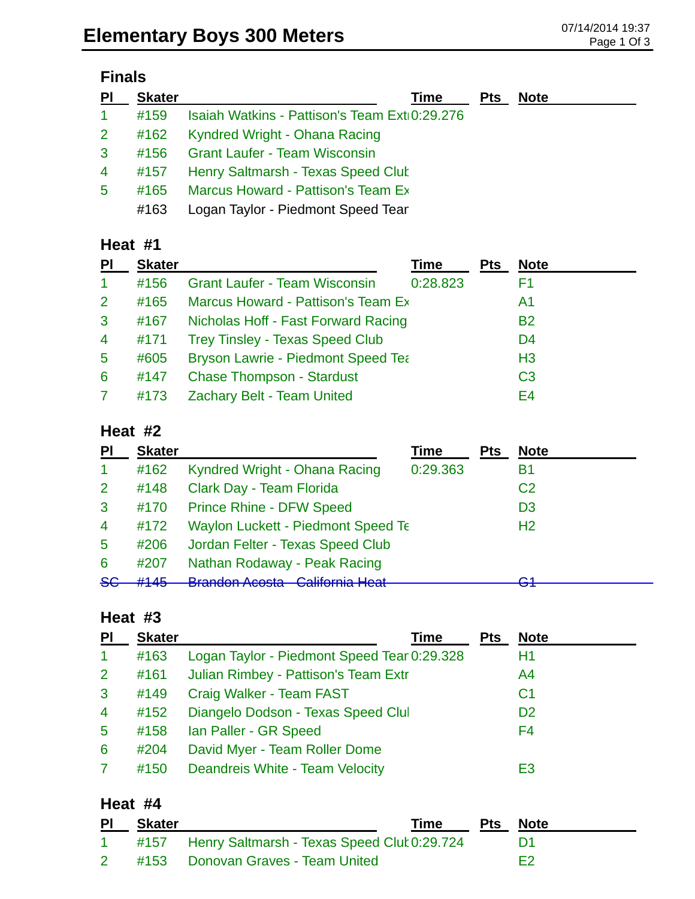# Elementary Boys 300 Meters

07/14/2014 19:37

## Finals

| Pl | Skater | | Time | Pts | Note |
|---|---|---|---|---|---|
| 1 | #159 | Isaiah Watkins - Pattison's Team Extı | 0:29.276 | | |
| 2 | #162 | Kyndred Wright - Ohana Racing | | | |
| 3 | #156 | Grant Laufer - Team Wisconsin | | | |
| 4 | #157 | Henry Saltmarsh - Texas Speed Club | | | |
| 5 | #165 | Marcus Howard - Pattison's Team Ex | | | |
| | #163 | Logan Taylor - Piedmont Speed Tear | | | |

## Heat #1

| Pl | Skater | | Time | Pts | Note |
|---|---|---|---|---|---|
| 1 | #156 | Grant Laufer - Team Wisconsin | 0:28.823 | | F1 |
| 2 | #165 | Marcus Howard - Pattison's Team Ex | | | A1 |
| 3 | #167 | Nicholas Hoff - Fast Forward Racing | | | B2 |
| 4 | #171 | Trey Tinsley - Texas Speed Club | | | D4 |
| 5 | #605 | Bryson Lawrie - Piedmont Speed Tea | | | H3 |
| 6 | #147 | Chase Thompson - Stardust | | | C3 |
| 7 | #173 | Zachary Belt - Team United | | | E4 |

## Heat #2

| Pl | Skater | | Time | Pts | Note |
|---|---|---|---|---|---|
| 1 | #162 | Kyndred Wright - Ohana Racing | 0:29.363 | | B1 |
| 2 | #148 | Clark Day - Team Florida | | | C2 |
| 3 | #170 | Prince Rhine - DFW Speed | | | D3 |
| 4 | #172 | Waylon Luckett - Piedmont Speed Te | | | H2 |
| 5 | #206 | Jordan Felter - Texas Speed Club | | | |
| 6 | #207 | Nathan Rodaway - Peak Racing | | | |
| ~~SC~~ | ~~#145~~ | ~~Brandon Acosta - California Heat~~ | | | ~~G1~~ |

## Heat #3

| Pl | Skater | | Time | Pts | Note |
|---|---|---|---|---|---|
| 1 | #163 | Logan Taylor - Piedmont Speed Tear | 0:29.328 | | H1 |
| 2 | #161 | Julian Rimbey - Pattison's Team Extr | | | A4 |
| 3 | #149 | Craig Walker - Team FAST | | | C1 |
| 4 | #152 | Diangelo Dodson - Texas Speed Clul | | | D2 |
| 5 | #158 | Ian Paller - GR Speed | | | F4 |
| 6 | #204 | David Myer - Team Roller Dome | | | |
| 7 | #150 | Deandreis White - Team Velocity | | | E3 |

## Heat #4

| Pl | Skater | | Time | Pts | Note |
|---|---|---|---|---|---|
| 1 | #157 | Henry Saltmarsh - Texas Speed Clul | 0:29.724 | | D1 |
| 2 | #153 | Donovan Graves - Team United | | | E2 |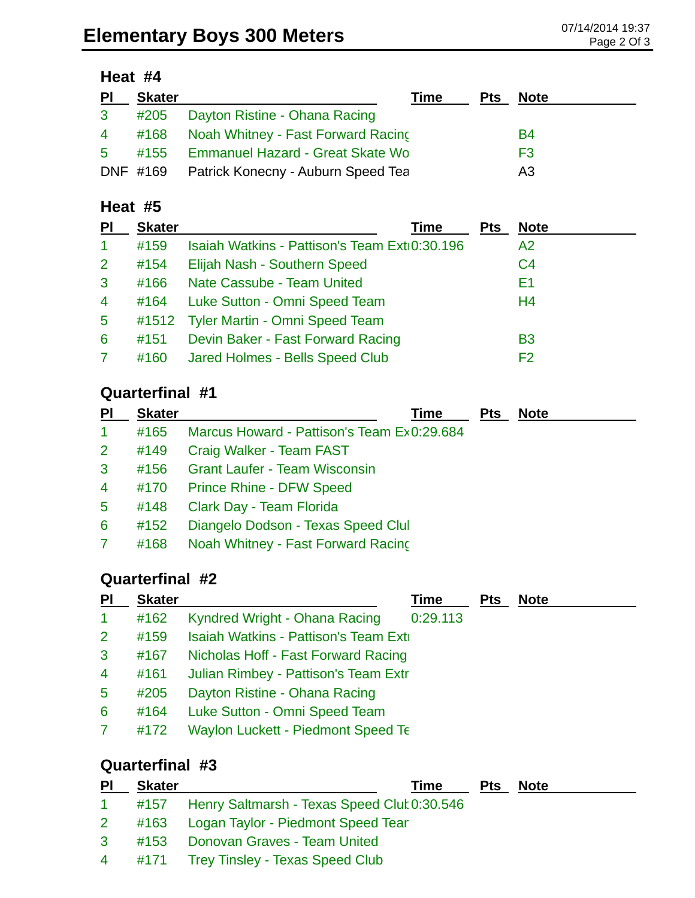# Elementary Boys 300 Meters

## Heat #4

| Pl | Skater | | Time | Pts | Note |
|---|---|---|---|---|---|
| 3 | #205 | Dayton Ristine - Ohana Racing | | | |
| 4 | #168 | Noah Whitney - Fast Forward Racing | | | B4 |
| 5 | #155 | Emmanuel Hazard - Great Skate Wo | | | F3 |
| DNF | #169 | Patrick Konecny - Auburn Speed Tea | | | A3 |

## Heat #5

| Pl | Skater | | Time | Pts | Note |
|---|---|---|---|---|---|
| 1 | #159 | Isaiah Watkins - Pattison's Team Extr | 0:30.196 | | A2 |
| 2 | #154 | Elijah Nash - Southern Speed | | | C4 |
| 3 | #166 | Nate Cassube - Team United | | | E1 |
| 4 | #164 | Luke Sutton - Omni Speed Team | | | H4 |
| 5 | #1512 | Tyler Martin - Omni Speed Team | | | |
| 6 | #151 | Devin Baker - Fast Forward Racing | | | B3 |
| 7 | #160 | Jared Holmes - Bells Speed Club | | | F2 |

## Quarterfinal #1

| Pl | Skater | | Time | Pts | Note |
|---|---|---|---|---|---|
| 1 | #165 | Marcus Howard - Pattison's Team Ex | 0:29.684 | | |
| 2 | #149 | Craig Walker - Team FAST | | | |
| 3 | #156 | Grant Laufer - Team Wisconsin | | | |
| 4 | #170 | Prince Rhine - DFW Speed | | | |
| 5 | #148 | Clark Day - Team Florida | | | |
| 6 | #152 | Diangelo Dodson - Texas Speed Clul | | | |
| 7 | #168 | Noah Whitney - Fast Forward Racinç | | | |

## Quarterfinal #2

| Pl | Skater | | Time | Pts | Note |
|---|---|---|---|---|---|
| 1 | #162 | Kyndred Wright - Ohana Racing | 0:29.113 | | |
| 2 | #159 | Isaiah Watkins - Pattison's Team Extr | | | |
| 3 | #167 | Nicholas Hoff - Fast Forward Racing | | | |
| 4 | #161 | Julian Rimbey - Pattison's Team Extr | | | |
| 5 | #205 | Dayton Ristine - Ohana Racing | | | |
| 6 | #164 | Luke Sutton - Omni Speed Team | | | |
| 7 | #172 | Waylon Luckett - Piedmont Speed Te | | | |

## Quarterfinal #3

| Pl | Skater | | Time | Pts | Note |
|---|---|---|---|---|---|
| 1 | #157 | Henry Saltmarsh - Texas Speed Clut | 0:30.546 | | |
| 2 | #163 | Logan Taylor - Piedmont Speed Tear | | | |
| 3 | #153 | Donovan Graves - Team United | | | |
| 4 | #171 | Trey Tinsley - Texas Speed Club | | | |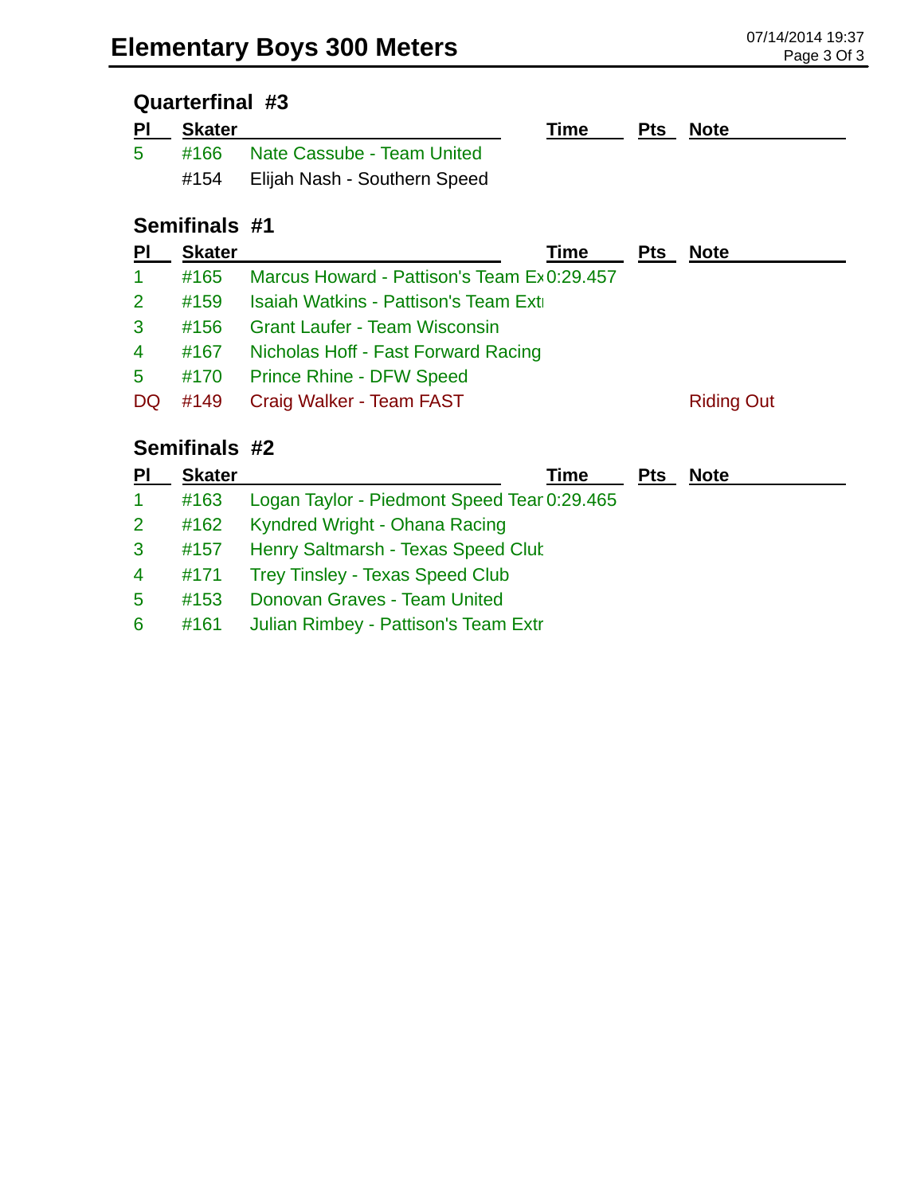# Elementary Boys 300 Meters

07/14/2014 19:37

## Quarterfinal #3

| Pl | Skater | | Time | Pts | Note |
|---|---|---|---|---|---|
| 5 | #166 | Nate Cassube - Team United | | | |
| | #154 | Elijah Nash - Southern Speed | | | |

## Semifinals #1

| Pl | Skater | | Time | Pts | Note |
|---|---|---|---|---|---|
| 1 | #165 | Marcus Howard - Pattison's Team Ex | 0:29.457 | | |
| 2 | #159 | Isaiah Watkins - Pattison's Team Ext | | | |
| 3 | #156 | Grant Laufer - Team Wisconsin | | | |
| 4 | #167 | Nicholas Hoff - Fast Forward Racing | | | |
| 5 | #170 | Prince Rhine - DFW Speed | | | |
| DQ | #149 | Craig Walker - Team FAST | | | Riding Out |

## Semifinals #2

| Pl | Skater | | Time | Pts | Note |
|---|---|---|---|---|---|
| 1 | #163 | Logan Taylor - Piedmont Speed Tear | 0:29.465 | | |
| 2 | #162 | Kyndred Wright - Ohana Racing | | | |
| 3 | #157 | Henry Saltmarsh - Texas Speed Club | | | |
| 4 | #171 | Trey Tinsley - Texas Speed Club | | | |
| 5 | #153 | Donovan Graves - Team United | | | |
| 6 | #161 | Julian Rimbey - Pattison's Team Extr | | | |